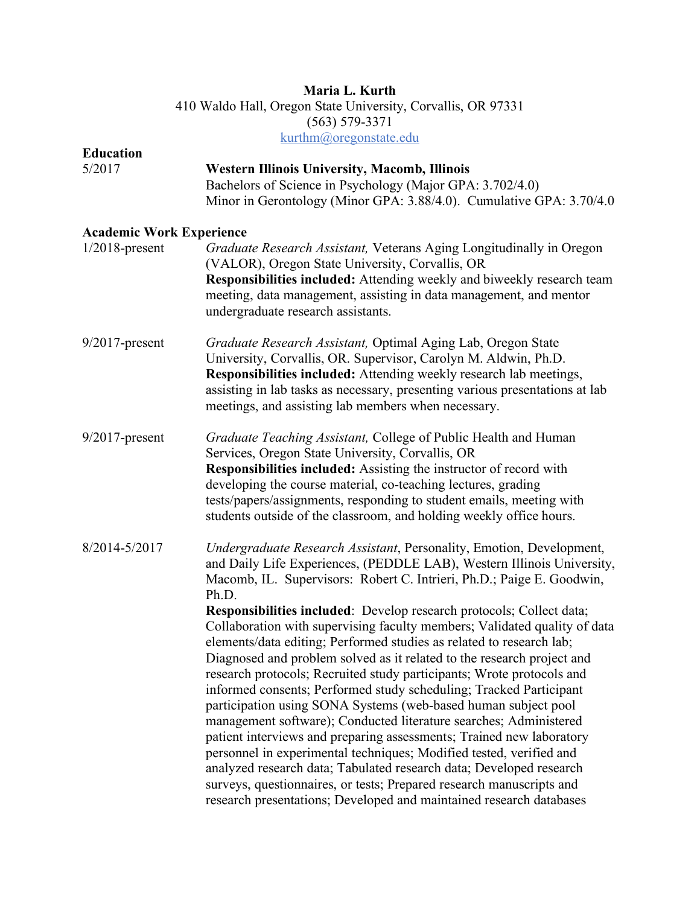**Maria L. Kurth**
410 Waldo Hall, Oregon State University, Corvallis, OR 97331
(563) 579-3371
kurthm@oregonstate.edu

## Education

5/2017 — **Western Illinois University, Macomb, Illinois**
Bachelors of Science in Psychology (Major GPA: 3.702/4.0)
Minor in Gerontology (Minor GPA: 3.88/4.0). Cumulative GPA: 3.70/4.0

## Academic Work Experience

1/2018-present — *Graduate Research Assistant,* Veterans Aging Longitudinally in Oregon (VALOR), Oregon State University, Corvallis, OR
**Responsibilities included:** Attending weekly and biweekly research team meeting, data management, assisting in data management, and mentor undergraduate research assistants.

9/2017-present — *Graduate Research Assistant,* Optimal Aging Lab, Oregon State University, Corvallis, OR. Supervisor, Carolyn M. Aldwin, Ph.D.
**Responsibilities included:** Attending weekly research lab meetings, assisting in lab tasks as necessary, presenting various presentations at lab meetings, and assisting lab members when necessary.

9/2017-present — *Graduate Teaching Assistant,* College of Public Health and Human Services, Oregon State University, Corvallis, OR
**Responsibilities included:** Assisting the instructor of record with developing the course material, co-teaching lectures, grading tests/papers/assignments, responding to student emails, meeting with students outside of the classroom, and holding weekly office hours.

8/2014-5/2017 — *Undergraduate Research Assistant*, Personality, Emotion, Development, and Daily Life Experiences, (PEDDLE LAB), Western Illinois University, Macomb, IL. Supervisors: Robert C. Intrieri, Ph.D.; Paige E. Goodwin, Ph.D.
**Responsibilities included**: Develop research protocols; Collect data; Collaboration with supervising faculty members; Validated quality of data elements/data editing; Performed studies as related to research lab; Diagnosed and problem solved as it related to the research project and research protocols; Recruited study participants; Wrote protocols and informed consents; Performed study scheduling; Tracked Participant participation using SONA Systems (web-based human subject pool management software); Conducted literature searches; Administered patient interviews and preparing assessments; Trained new laboratory personnel in experimental techniques; Modified tested, verified and analyzed research data; Tabulated research data; Developed research surveys, questionnaires, or tests; Prepared research manuscripts and research presentations; Developed and maintained research databases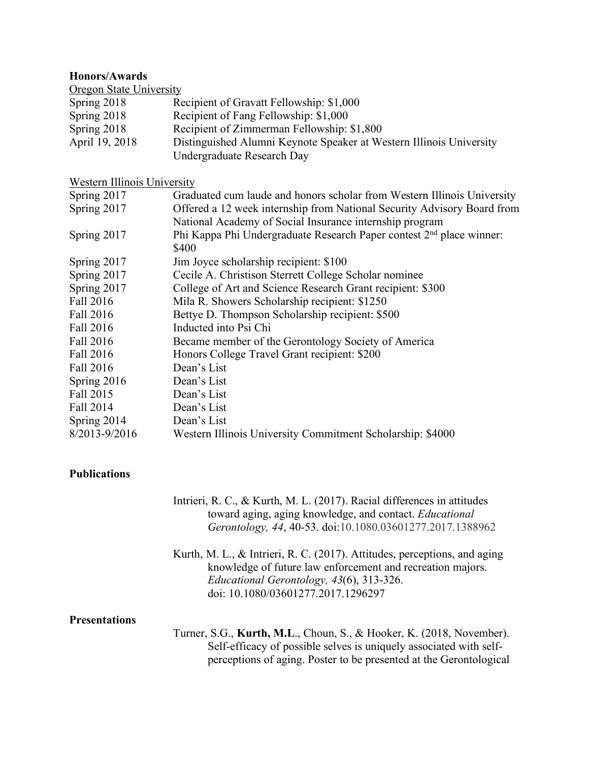**Honors/Awards**

Oregon State University

| | |
|---|---|
| Spring 2018 | Recipient of Gravatt Fellowship: $1,000 |
| Spring 2018 | Recipient of Fang Fellowship: $1,000 |
| Spring 2018 | Recipient of Zimmerman Fellowship: $1,800 |
| April 19, 2018 | Distinguished Alumni Keynote Speaker at Western Illinois University Undergraduate Research Day |

Western Illinois University

| | |
|---|---|
| Spring 2017 | Graduated cum laude and honors scholar from Western Illinois University |
| Spring 2017 | Offered a 12 week internship from National Security Advisory Board from National Academy of Social Insurance internship program |
| Spring 2017 | Phi Kappa Phi Undergraduate Research Paper contest 2nd place winner: $400 |
| Spring 2017 | Jim Joyce scholarship recipient: $100 |
| Spring 2017 | Cecile A. Christison Sterrett College Scholar nominee |
| Spring 2017 | College of Art and Science Research Grant recipient: $300 |
| Fall 2016 | Mila R. Showers Scholarship recipient: $1250 |
| Fall 2016 | Bettye D. Thompson Scholarship recipient: $500 |
| Fall 2016 | Inducted into Psi Chi |
| Fall 2016 | Became member of the Gerontology Society of America |
| Fall 2016 | Honors College Travel Grant recipient: $200 |
| Fall 2016 | Dean's List |
| Spring 2016 | Dean's List |
| Fall 2015 | Dean's List |
| Fall 2014 | Dean's List |
| Spring 2014 | Dean's List |
| 8/2013-9/2016 | Western Illinois University Commitment Scholarship: $4000 |

**Publications**

Intrieri, R. C., & Kurth, M. L. (2017). Racial differences in attitudes toward aging, aging knowledge, and contact. *Educational Gerontology, 44*, 40-53. doi:10.1080.03601277.2017.1388962

Kurth, M. L., & Intrieri, R. C. (2017). Attitudes, perceptions, and aging knowledge of future law enforcement and recreation majors. *Educational Gerontology, 43*(6), 313-326. doi: 10.1080/03601277.2017.1296297

**Presentations**

Turner, S.G., **Kurth, M.L**., Choun, S., & Hooker, K. (2018, November). Self-efficacy of possible selves is uniquely associated with self-perceptions of aging. Poster to be presented at the Gerontological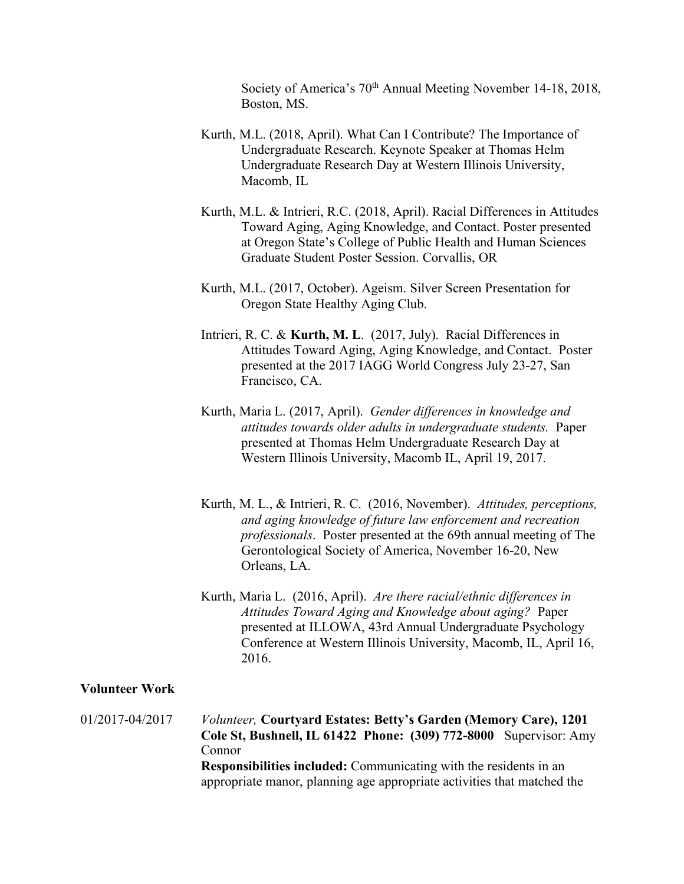Society of America's 70th Annual Meeting November 14-18, 2018, Boston, MS.

Kurth, M.L. (2018, April). What Can I Contribute? The Importance of Undergraduate Research. Keynote Speaker at Thomas Helm Undergraduate Research Day at Western Illinois University, Macomb, IL

Kurth, M.L. & Intrieri, R.C. (2018, April). Racial Differences in Attitudes Toward Aging, Aging Knowledge, and Contact. Poster presented at Oregon State's College of Public Health and Human Sciences Graduate Student Poster Session. Corvallis, OR

Kurth, M.L. (2017, October). Ageism. Silver Screen Presentation for Oregon State Healthy Aging Club.

Intrieri, R. C. & **Kurth, M. L**. (2017, July). Racial Differences in Attitudes Toward Aging, Aging Knowledge, and Contact. Poster presented at the 2017 IAGG World Congress July 23-27, San Francisco, CA.

Kurth, Maria L. (2017, April). *Gender differences in knowledge and attitudes towards older adults in undergraduate students.* Paper presented at Thomas Helm Undergraduate Research Day at Western Illinois University, Macomb IL, April 19, 2017.

Kurth, M. L., & Intrieri, R. C. (2016, November). *Attitudes, perceptions, and aging knowledge of future law enforcement and recreation professionals*. Poster presented at the 69th annual meeting of The Gerontological Society of America, November 16-20, New Orleans, LA.

Kurth, Maria L. (2016, April). *Are there racial/ethnic differences in Attitudes Toward Aging and Knowledge about aging?* Paper presented at ILLOWA, 43rd Annual Undergraduate Psychology Conference at Western Illinois University, Macomb, IL, April 16, 2016.

**Volunteer Work**

01/2017-04/2017 *Volunteer,* **Courtyard Estates: Betty's Garden (Memory Care), 1201 Cole St, Bushnell, IL 61422 Phone: (309) 772-8000** Supervisor: Amy Connor

**Responsibilities included:** Communicating with the residents in an appropriate manor, planning age appropriate activities that matched the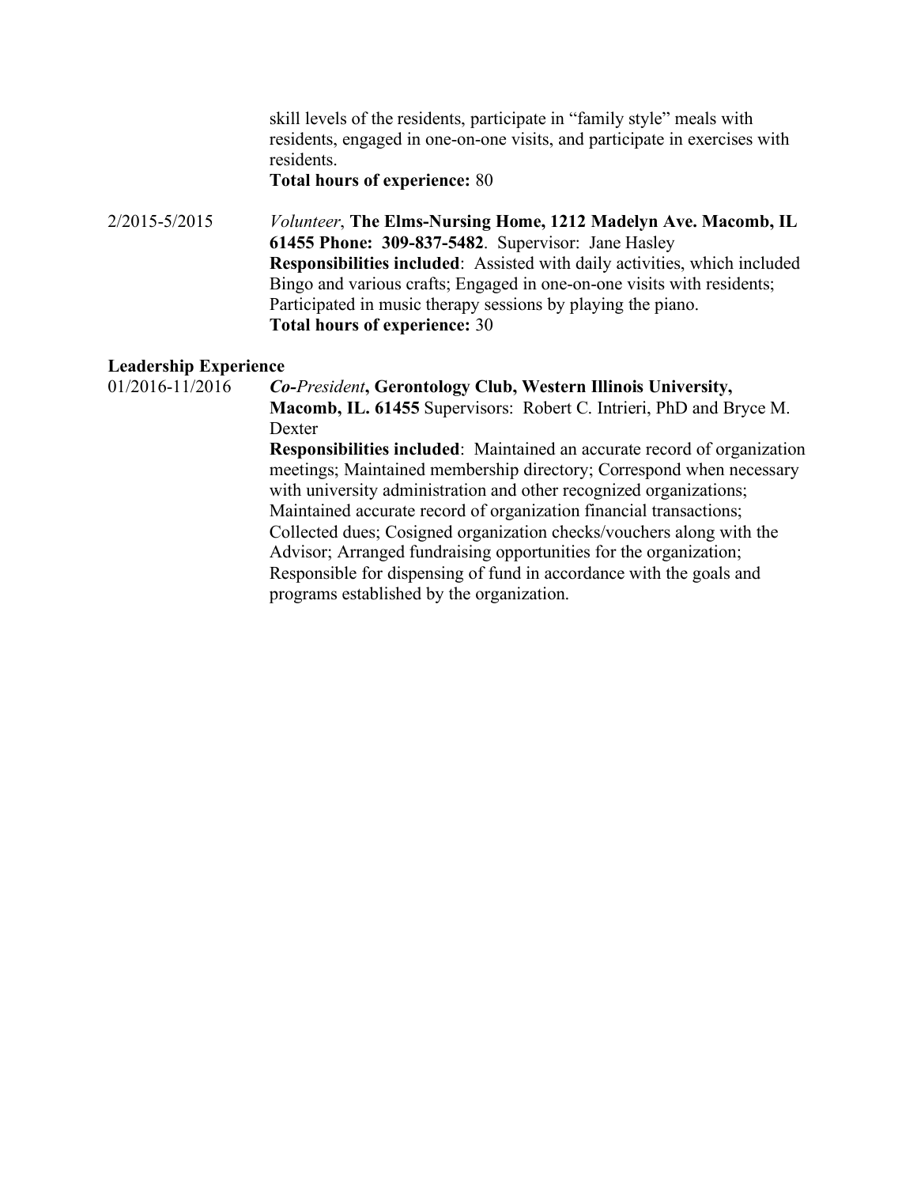skill levels of the residents, participate in "family style" meals with residents, engaged in one-on-one visits, and participate in exercises with residents.
**Total hours of experience:** 80

2/2015-5/2015 *Volunteer*, **The Elms-Nursing Home, 1212 Madelyn Ave. Macomb, IL 61455 Phone: 309-837-5482**. Supervisor: Jane Hasley
**Responsibilities included**: Assisted with daily activities, which included Bingo and various crafts; Engaged in one-on-one visits with residents; Participated in music therapy sessions by playing the piano.
**Total hours of experience:** 30

**Leadership Experience**

01/2016-11/2016 ***Co-President*****, Gerontology Club, Western Illinois University, Macomb, IL. 61455** Supervisors: Robert C. Intrieri, PhD and Bryce M. Dexter
**Responsibilities included**: Maintained an accurate record of organization meetings; Maintained membership directory; Correspond when necessary with university administration and other recognized organizations; Maintained accurate record of organization financial transactions; Collected dues; Cosigned organization checks/vouchers along with the Advisor; Arranged fundraising opportunities for the organization; Responsible for dispensing of fund in accordance with the goals and programs established by the organization.